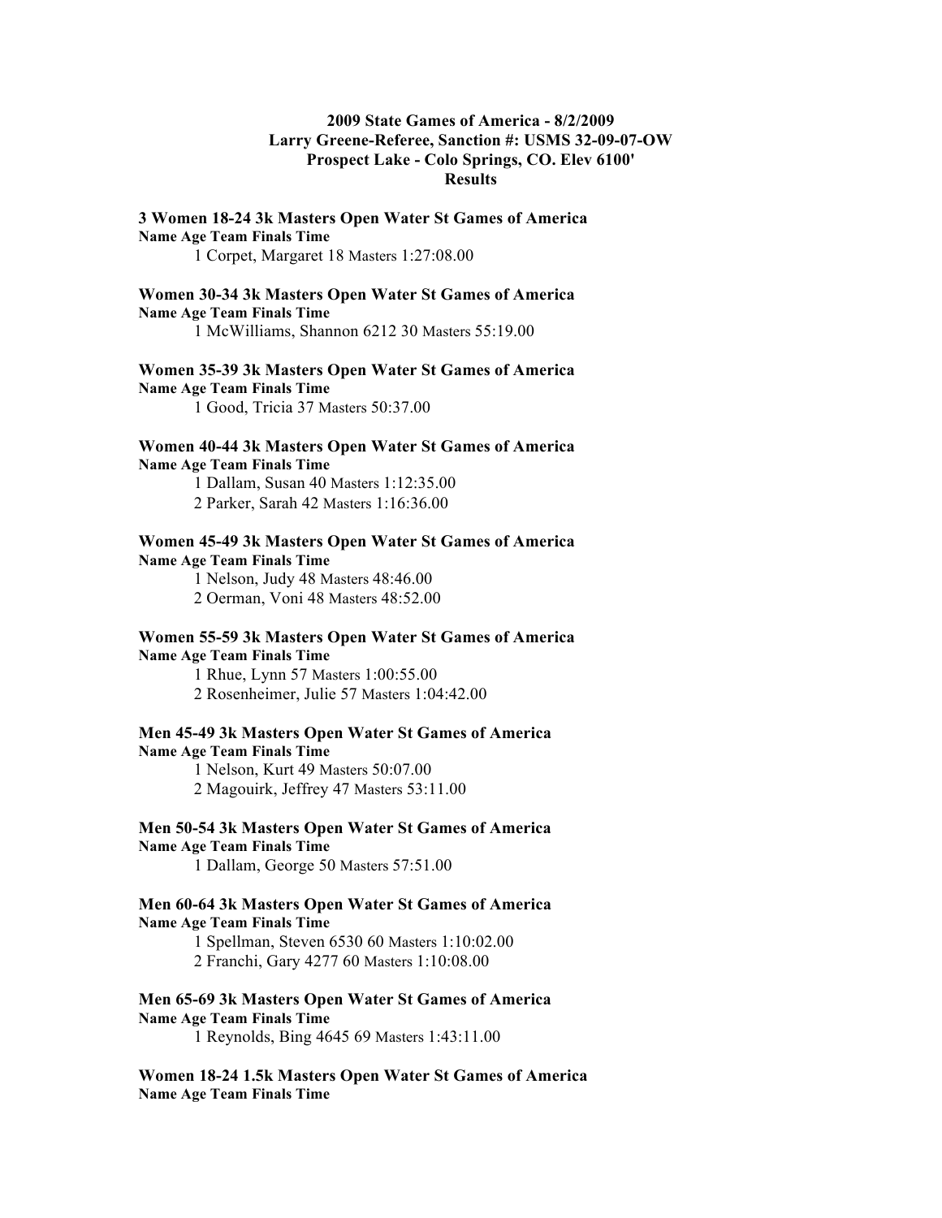**2009 State Games of America - 8/2/2009**
**Larry Greene-Referee, Sanction #: USMS 32-09-07-OW**
**Prospect Lake - Colo Springs, CO. Elev 6100'**
**Results**

**3 Women 18-24 3k Masters Open Water St Games of America**
**Name Age Team Finals Time**
1 Corpet, Margaret 18 Masters 1:27:08.00

**Women 30-34 3k Masters Open Water St Games of America**
**Name Age Team Finals Time**
1 McWilliams, Shannon 6212 30 Masters 55:19.00

**Women 35-39 3k Masters Open Water St Games of America**
**Name Age Team Finals Time**
1 Good, Tricia 37 Masters 50:37.00

**Women 40-44 3k Masters Open Water St Games of America**
**Name Age Team Finals Time**
1 Dallam, Susan 40 Masters 1:12:35.00
2 Parker, Sarah 42 Masters 1:16:36.00

**Women 45-49 3k Masters Open Water St Games of America**
**Name Age Team Finals Time**
1 Nelson, Judy 48 Masters 48:46.00
2 Oerman, Voni 48 Masters 48:52.00

**Women 55-59 3k Masters Open Water St Games of America**
**Name Age Team Finals Time**
1 Rhue, Lynn 57 Masters 1:00:55.00
2 Rosenheimer, Julie 57 Masters 1:04:42.00

**Men 45-49 3k Masters Open Water St Games of America**
**Name Age Team Finals Time**
1 Nelson, Kurt 49 Masters 50:07.00
2 Magouirk, Jeffrey 47 Masters 53:11.00

**Men 50-54 3k Masters Open Water St Games of America**
**Name Age Team Finals Time**
1 Dallam, George 50 Masters 57:51.00

**Men 60-64 3k Masters Open Water St Games of America**
**Name Age Team Finals Time**
1 Spellman, Steven 6530 60 Masters 1:10:02.00
2 Franchi, Gary 4277 60 Masters 1:10:08.00

**Men 65-69 3k Masters Open Water St Games of America**
**Name Age Team Finals Time**
1 Reynolds, Bing 4645 69 Masters 1:43:11.00

**Women 18-24 1.5k Masters Open Water St Games of America**
**Name Age Team Finals Time**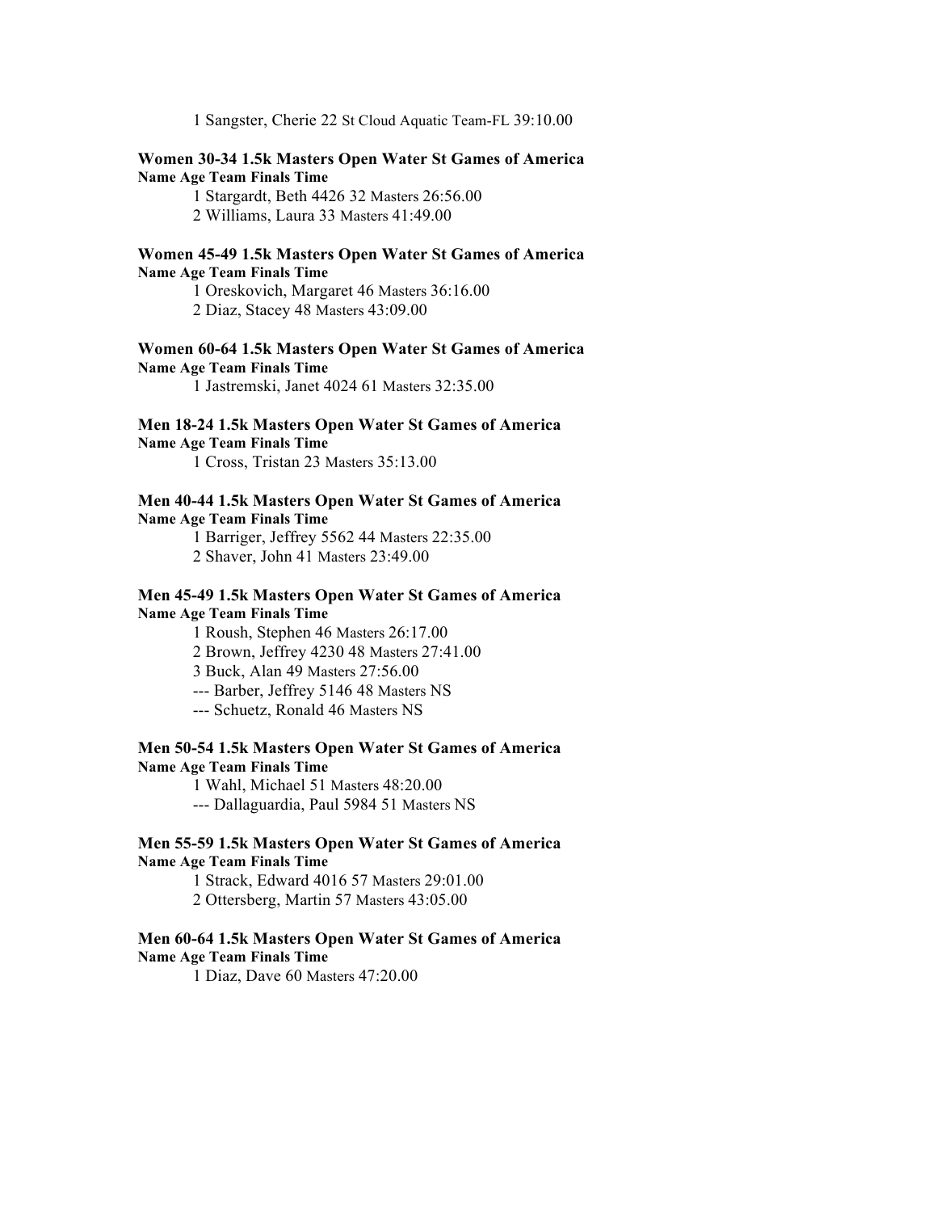1 Sangster, Cherie 22 St Cloud Aquatic Team-FL 39:10.00

**Women 30-34 1.5k Masters Open Water St Games of America**

**Name Age Team Finals Time**

1 Stargardt, Beth 4426 32 Masters 26:56.00
2 Williams, Laura 33 Masters 41:49.00

**Women 45-49 1.5k Masters Open Water St Games of America**

**Name Age Team Finals Time**

1 Oreskovich, Margaret 46 Masters 36:16.00
2 Diaz, Stacey 48 Masters 43:09.00

**Women 60-64 1.5k Masters Open Water St Games of America**

**Name Age Team Finals Time**

1 Jastremski, Janet 4024 61 Masters 32:35.00

**Men 18-24 1.5k Masters Open Water St Games of America**

**Name Age Team Finals Time**

1 Cross, Tristan 23 Masters 35:13.00

**Men 40-44 1.5k Masters Open Water St Games of America**

**Name Age Team Finals Time**

1 Barriger, Jeffrey 5562 44 Masters 22:35.00
2 Shaver, John 41 Masters 23:49.00

**Men 45-49 1.5k Masters Open Water St Games of America**

**Name Age Team Finals Time**

1 Roush, Stephen 46 Masters 26:17.00
2 Brown, Jeffrey 4230 48 Masters 27:41.00
3 Buck, Alan 49 Masters 27:56.00
--- Barber, Jeffrey 5146 48 Masters NS
--- Schuetz, Ronald 46 Masters NS

**Men 50-54 1.5k Masters Open Water St Games of America**

**Name Age Team Finals Time**

1 Wahl, Michael 51 Masters 48:20.00
--- Dallaguardia, Paul 5984 51 Masters NS

**Men 55-59 1.5k Masters Open Water St Games of America**

**Name Age Team Finals Time**

1 Strack, Edward 4016 57 Masters 29:01.00
2 Ottersberg, Martin 57 Masters 43:05.00

**Men 60-64 1.5k Masters Open Water St Games of America**

**Name Age Team Finals Time**

1 Diaz, Dave 60 Masters 47:20.00